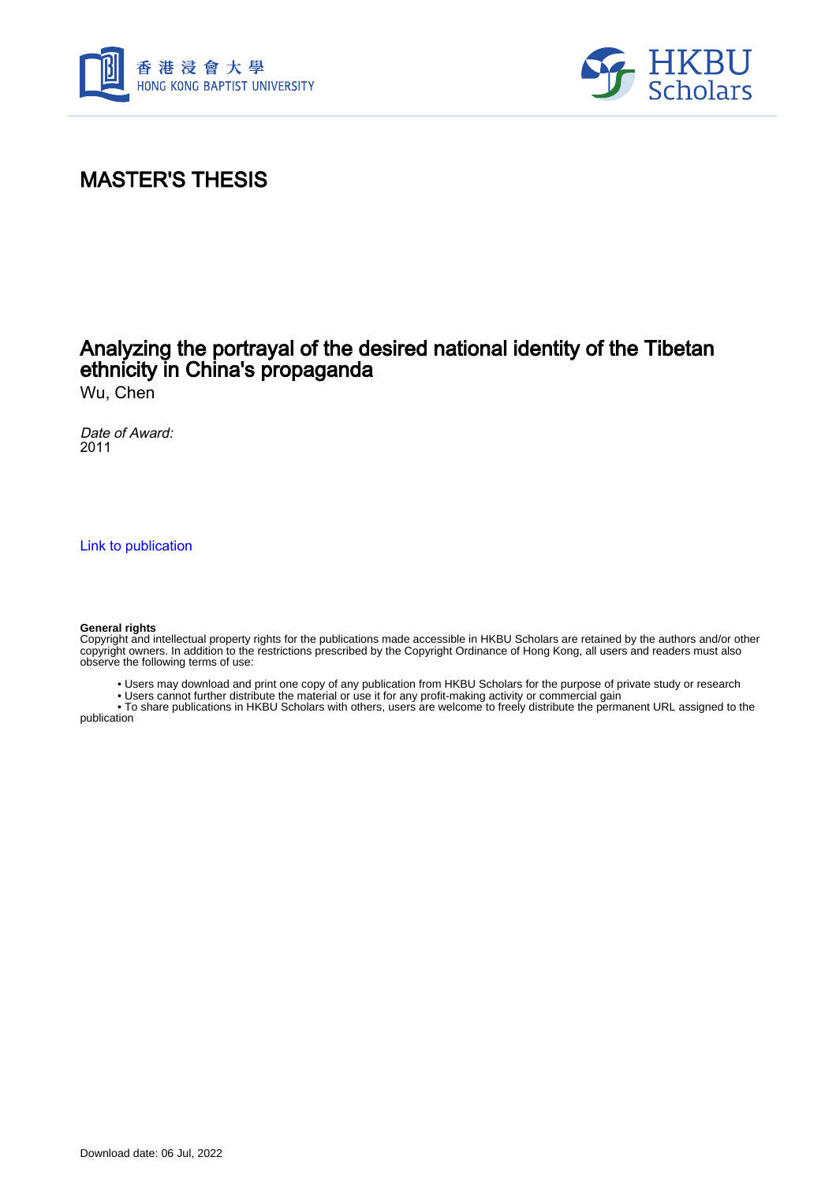# MASTER'S THESIS

## Analyzing the portrayal of the desired national identity of the Tibetan ethnicity in China's propaganda

Wu, Chen

*Date of Award:*
2011

Link to publication

**General rights**
Copyright and intellectual property rights for the publications made accessible in HKBU Scholars are retained by the authors and/or other copyright owners. In addition to the restrictions prescribed by the Copyright Ordinance of Hong Kong, all users and readers must also observe the following terms of use:

- Users may download and print one copy of any publication from HKBU Scholars for the purpose of private study or research
- Users cannot further distribute the material or use it for any profit-making activity or commercial gain
- To share publications in HKBU Scholars with others, users are welcome to freely distribute the permanent URL assigned to the publication

Download date: 06 Jul, 2022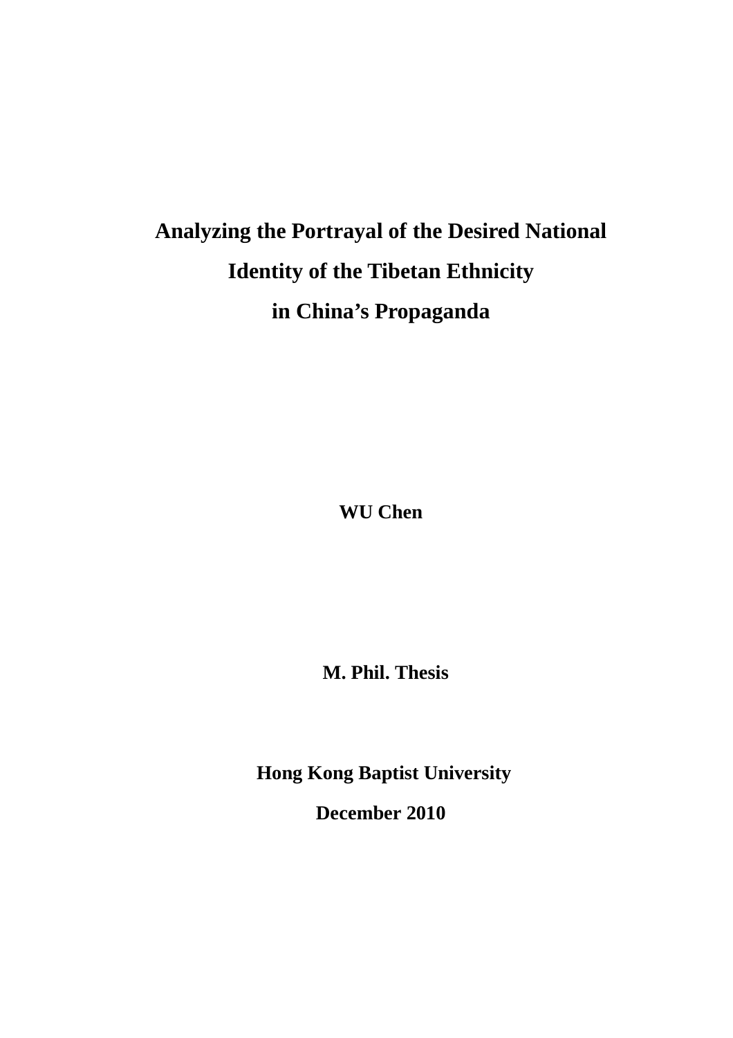# Analyzing the Portrayal of the Desired National Identity of the Tibetan Ethnicity in China's Propaganda

**WU Chen**

**M. Phil. Thesis**

**Hong Kong Baptist University**

**December 2010**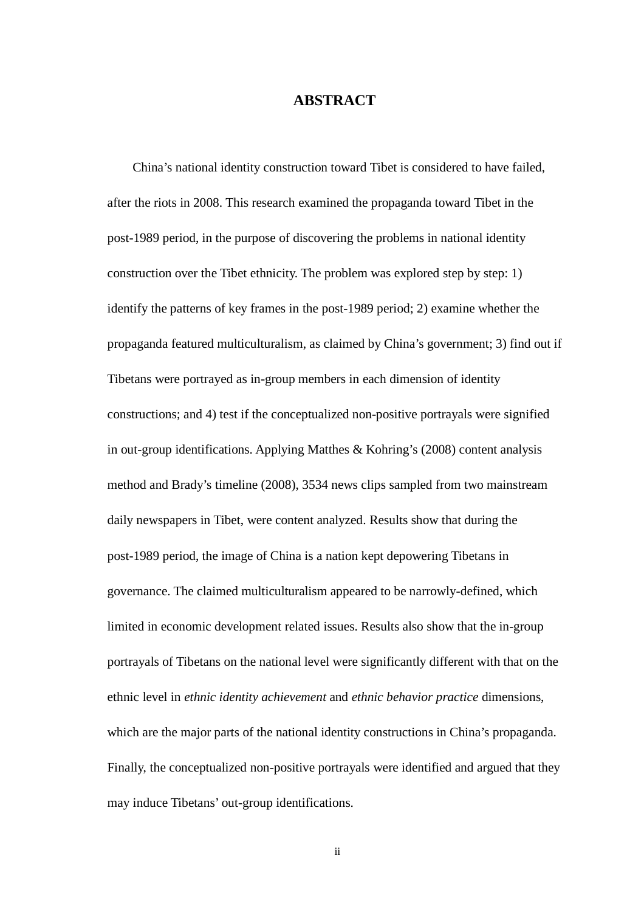# ABSTRACT

China's national identity construction toward Tibet is considered to have failed, after the riots in 2008. This research examined the propaganda toward Tibet in the post-1989 period, in the purpose of discovering the problems in national identity construction over the Tibet ethnicity. The problem was explored step by step: 1) identify the patterns of key frames in the post-1989 period; 2) examine whether the propaganda featured multiculturalism, as claimed by China's government; 3) find out if Tibetans were portrayed as in-group members in each dimension of identity constructions; and 4) test if the conceptualized non-positive portrayals were signified in out-group identifications. Applying Matthes & Kohring's (2008) content analysis method and Brady's timeline (2008), 3534 news clips sampled from two mainstream daily newspapers in Tibet, were content analyzed. Results show that during the post-1989 period, the image of China is a nation kept depowering Tibetans in governance. The claimed multiculturalism appeared to be narrowly-defined, which limited in economic development related issues. Results also show that the in-group portrayals of Tibetans on the national level were significantly different with that on the ethnic level in *ethnic identity achievement* and *ethnic behavior practice* dimensions, which are the major parts of the national identity constructions in China's propaganda. Finally, the conceptualized non-positive portrayals were identified and argued that they may induce Tibetans' out-group identifications.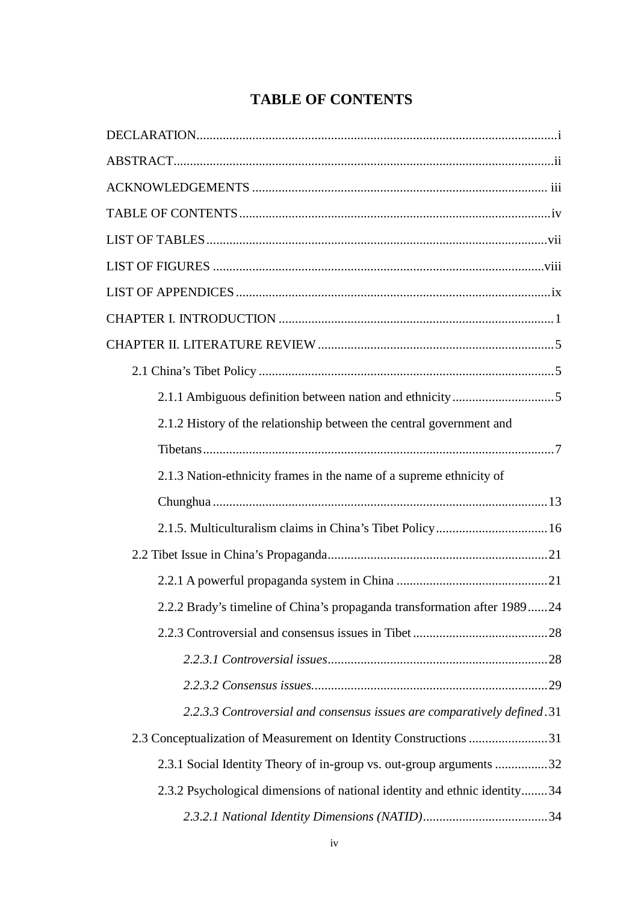# TABLE OF CONTENTS

DECLARATION....................................................................................................i

ABSTRACT.......................................................................................................ii

ACKNOWLEDGEMENTS ................................................................................ iii

TABLE OF CONTENTS....................................................................................iv

LIST OF TABLES............................................................................................vii

LIST OF FIGURES .........................................................................................viii

LIST OF APPENDICES....................................................................................ix

CHAPTER I. INTRODUCTION ...........................................................................1

CHAPTER II. LITERATURE REVIEW .................................................................5

- 2.1 China's Tibet Policy .....................................................................................5
  - 2.1.1 Ambiguous definition between nation and ethnicity ..............................5
  - 2.1.2 History of the relationship between the central government and Tibetans.........................................................................................................7
  - 2.1.3 Nation-ethnicity frames in the name of a supreme ethnicity of Chunghua .....................................................................................................13
  - 2.1.5. Multiculturalism claims in China's Tibet Policy ....................................16
- 2.2 Tibet Issue in China's Propaganda...............................................................21
  - 2.2.1 A powerful propaganda system in China ..............................................21
  - 2.2.2 Brady's timeline of China's propaganda transformation after 1989......24
  - 2.2.3 Controversial and consensus issues in Tibet .........................................28
    - *2.2.3.1 Controversial issues*.........................................................................28
    - *2.2.3.2 Consensus issues*.............................................................................29
    - *2.2.3.3 Controversial and consensus issues are comparatively defined*.31
- 2.3 Conceptualization of Measurement on Identity Constructions .......................31
  - 2.3.1 Social Identity Theory of in-group vs. out-group arguments ................32
  - 2.3.2 Psychological dimensions of national identity and ethnic identity........34
    - *2.3.2.1 National Identity Dimensions (NATID)*.........................................34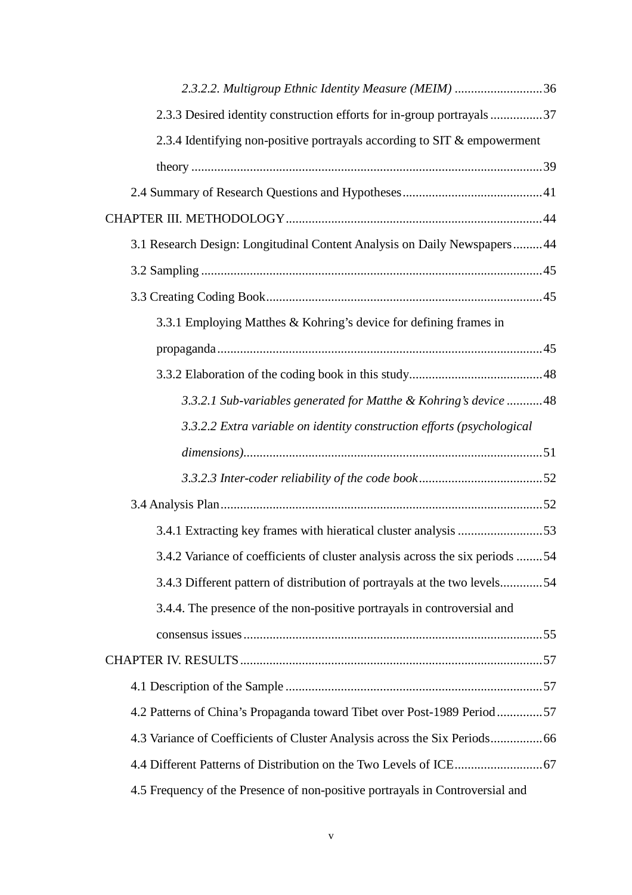*2.3.2.2. Multigroup Ethnic Identity Measure (MEIM)* ........................... 36

2.3.3 Desired identity construction efforts for in-group portrayals ................ 37

2.3.4 Identifying non-positive portrayals according to SIT & empowerment theory ........................................................................................................... 39

2.4 Summary of Research Questions and Hypotheses ........................................... 41

CHAPTER III. METHODOLOGY ............................................................................... 44

3.1 Research Design: Longitudinal Content Analysis on Daily Newspapers ......... 44

3.2 Sampling ......................................................................................................... 45

3.3 Creating Coding Book ..................................................................................... 45

3.3.1 Employing Matthes & Kohring's device for defining frames in propaganda ................................................................................................... 45

3.3.2 Elaboration of the coding book in this study ......................................... 48

*3.3.2.1 Sub-variables generated for Matthe & Kohring's device* ........... 48

*3.3.2.2 Extra variable on identity construction efforts (psychological dimensions)* ........................................................................................... 51

*3.3.2.3 Inter-coder reliability of the code book* ...................................... 52

3.4 Analysis Plan ................................................................................................... 52

3.4.1 Extracting key frames with hieratical cluster analysis .......................... 53

3.4.2 Variance of coefficients of cluster analysis across the six periods ........ 54

3.4.3 Different pattern of distribution of portrayals at the two levels ............. 54

3.4.4. The presence of the non-positive portrayals in controversial and consensus issues ........................................................................................... 55

CHAPTER IV. RESULTS ............................................................................................ 57

4.1 Description of the Sample .............................................................................. 57

4.2 Patterns of China's Propaganda toward Tibet over Post-1989 Period .............. 57

4.3 Variance of Coefficients of Cluster Analysis across the Six Periods ................ 66

4.4 Different Patterns of Distribution on the Two Levels of ICE ........................... 67

4.5 Frequency of the Presence of non-positive portrayals in Controversial and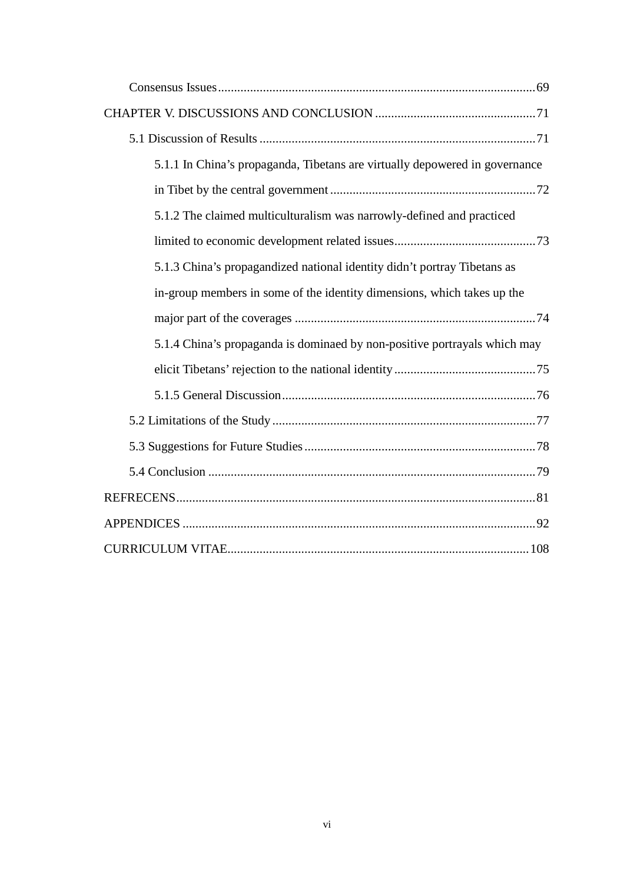Consensus Issues ........................................................................................................ 69

CHAPTER V. DISCUSSIONS AND CONCLUSION ................................................. 71

5.1 Discussion of Results ...................................................................................... 71

5.1.1 In China's propaganda, Tibetans are virtually depowered in governance in Tibet by the central government ................................................................. 72

5.1.2 The claimed multiculturalism was narrowly-defined and practiced limited to economic development related issues ............................................ 73

5.1.3 China's propagandized national identity didn't portray Tibetans as in-group members in some of the identity dimensions, which takes up the major part of the coverages ............................................................................ 74

5.1.4 China's propaganda is dominaed by non-positive portrayals which may elicit Tibetans' rejection to the national identity ............................................ 75

5.1.5 General Discussion ................................................................................ 76

5.2 Limitations of the Study .................................................................................. 77

5.3 Suggestions for Future Studies ........................................................................ 78

5.4 Conclusion ...................................................................................................... 79

REFRECENS ................................................................................................................ 81

APPENDICES .............................................................................................................. 92

CURRICULUM VITAE .............................................................................................. 108